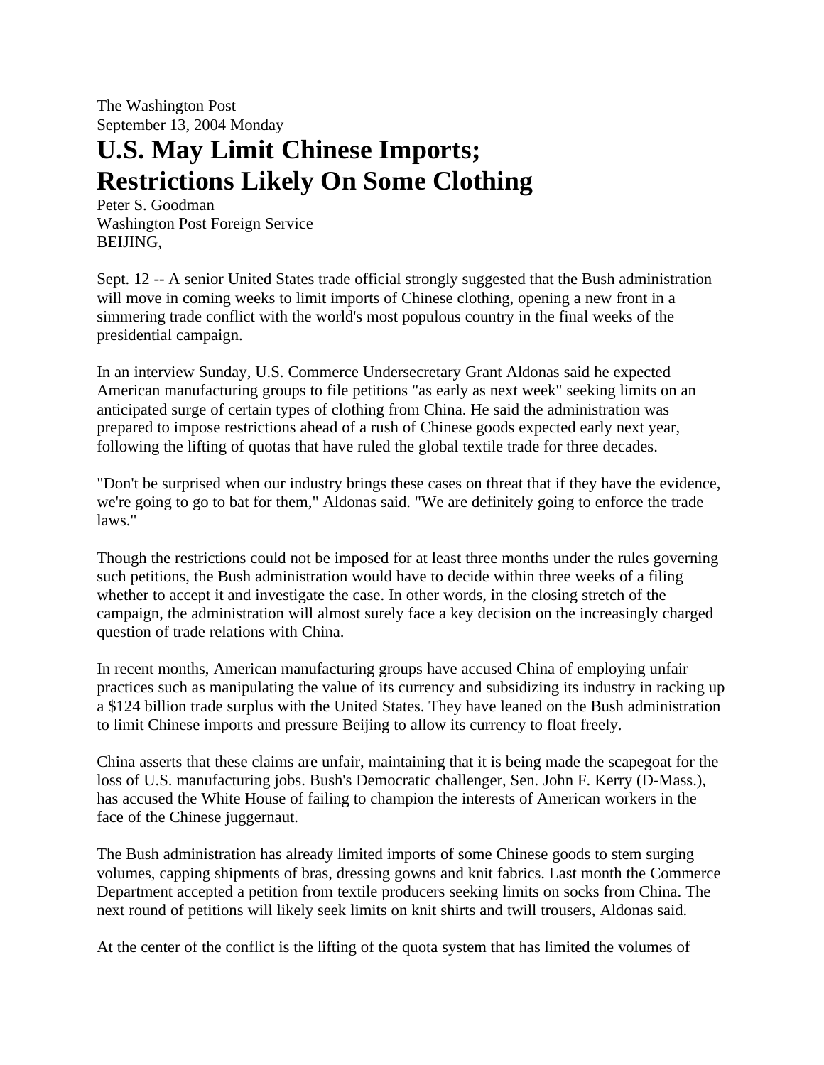The Washington Post
September 13, 2004 Monday

# U.S. May Limit Chinese Imports; Restrictions Likely On Some Clothing

Peter S. Goodman
Washington Post Foreign Service
BEIJING,

Sept. 12 -- A senior United States trade official strongly suggested that the Bush administration will move in coming weeks to limit imports of Chinese clothing, opening a new front in a simmering trade conflict with the world's most populous country in the final weeks of the presidential campaign.

In an interview Sunday, U.S. Commerce Undersecretary Grant Aldonas said he expected American manufacturing groups to file petitions "as early as next week" seeking limits on an anticipated surge of certain types of clothing from China. He said the administration was prepared to impose restrictions ahead of a rush of Chinese goods expected early next year, following the lifting of quotas that have ruled the global textile trade for three decades.

"Don't be surprised when our industry brings these cases on threat that if they have the evidence, we're going to go to bat for them," Aldonas said. "We are definitely going to enforce the trade laws."

Though the restrictions could not be imposed for at least three months under the rules governing such petitions, the Bush administration would have to decide within three weeks of a filing whether to accept it and investigate the case. In other words, in the closing stretch of the campaign, the administration will almost surely face a key decision on the increasingly charged question of trade relations with China.

In recent months, American manufacturing groups have accused China of employing unfair practices such as manipulating the value of its currency and subsidizing its industry in racking up a $124 billion trade surplus with the United States. They have leaned on the Bush administration to limit Chinese imports and pressure Beijing to allow its currency to float freely.

China asserts that these claims are unfair, maintaining that it is being made the scapegoat for the loss of U.S. manufacturing jobs. Bush's Democratic challenger, Sen. John F. Kerry (D-Mass.), has accused the White House of failing to champion the interests of American workers in the face of the Chinese juggernaut.

The Bush administration has already limited imports of some Chinese goods to stem surging volumes, capping shipments of bras, dressing gowns and knit fabrics. Last month the Commerce Department accepted a petition from textile producers seeking limits on socks from China. The next round of petitions will likely seek limits on knit shirts and twill trousers, Aldonas said.

At the center of the conflict is the lifting of the quota system that has limited the volumes of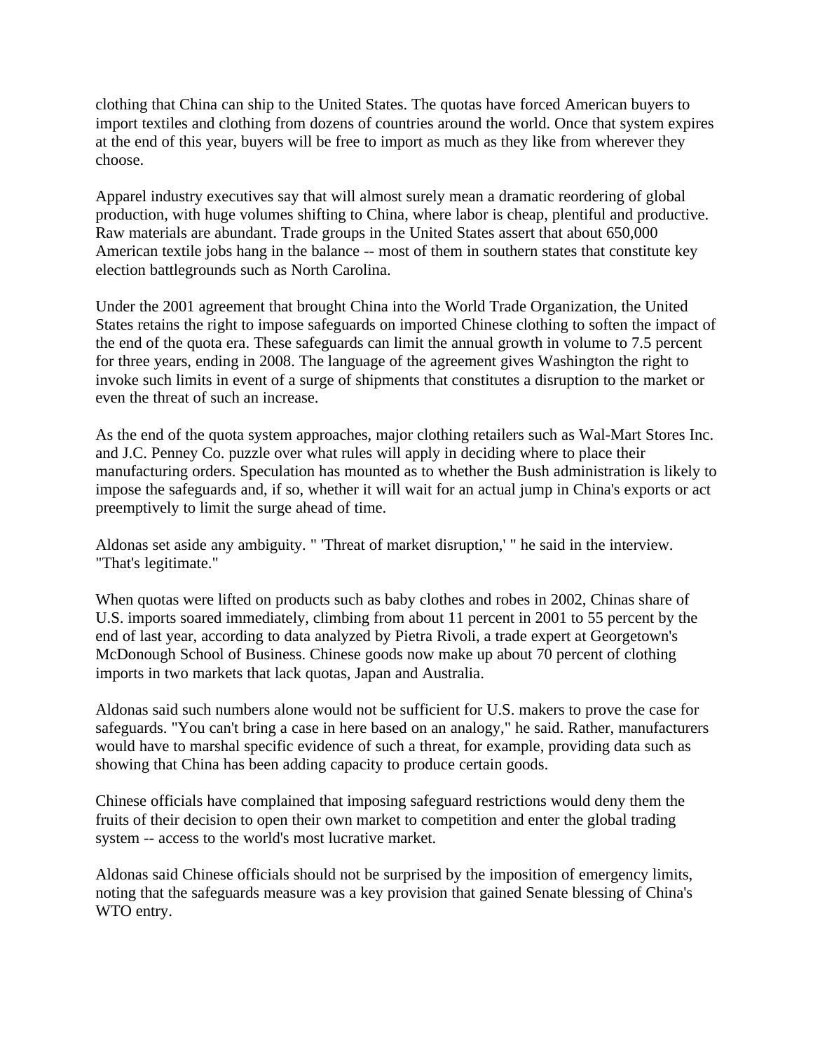clothing that China can ship to the United States. The quotas have forced American buyers to import textiles and clothing from dozens of countries around the world. Once that system expires at the end of this year, buyers will be free to import as much as they like from wherever they choose.

Apparel industry executives say that will almost surely mean a dramatic reordering of global production, with huge volumes shifting to China, where labor is cheap, plentiful and productive. Raw materials are abundant. Trade groups in the United States assert that about 650,000 American textile jobs hang in the balance -- most of them in southern states that constitute key election battlegrounds such as North Carolina.

Under the 2001 agreement that brought China into the World Trade Organization, the United States retains the right to impose safeguards on imported Chinese clothing to soften the impact of the end of the quota era. These safeguards can limit the annual growth in volume to 7.5 percent for three years, ending in 2008. The language of the agreement gives Washington the right to invoke such limits in event of a surge of shipments that constitutes a disruption to the market or even the threat of such an increase.

As the end of the quota system approaches, major clothing retailers such as Wal-Mart Stores Inc. and J.C. Penney Co. puzzle over what rules will apply in deciding where to place their manufacturing orders. Speculation has mounted as to whether the Bush administration is likely to impose the safeguards and, if so, whether it will wait for an actual jump in China's exports or act preemptively to limit the surge ahead of time.

Aldonas set aside any ambiguity. " 'Threat of market disruption,' " he said in the interview. "That's legitimate."

When quotas were lifted on products such as baby clothes and robes in 2002, Chinas share of U.S. imports soared immediately, climbing from about 11 percent in 2001 to 55 percent by the end of last year, according to data analyzed by Pietra Rivoli, a trade expert at Georgetown's McDonough School of Business. Chinese goods now make up about 70 percent of clothing imports in two markets that lack quotas, Japan and Australia.

Aldonas said such numbers alone would not be sufficient for U.S. makers to prove the case for safeguards. "You can't bring a case in here based on an analogy," he said. Rather, manufacturers would have to marshal specific evidence of such a threat, for example, providing data such as showing that China has been adding capacity to produce certain goods.

Chinese officials have complained that imposing safeguard restrictions would deny them the fruits of their decision to open their own market to competition and enter the global trading system -- access to the world's most lucrative market.

Aldonas said Chinese officials should not be surprised by the imposition of emergency limits, noting that the safeguards measure was a key provision that gained Senate blessing of China's WTO entry.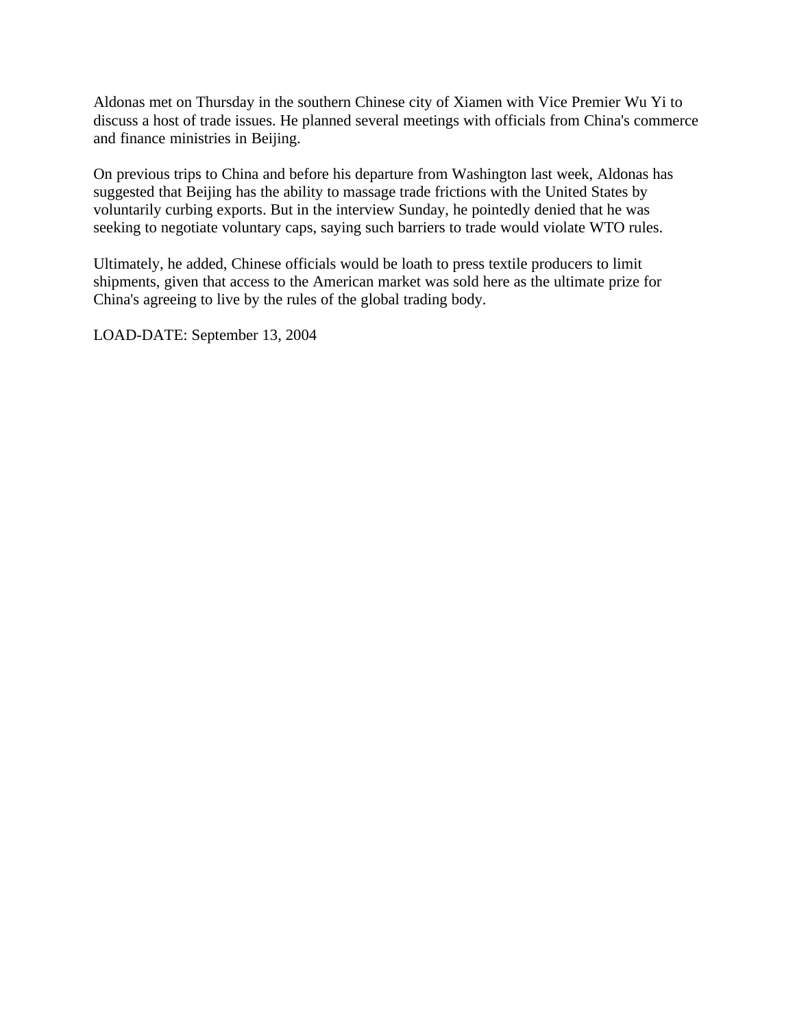Aldonas met on Thursday in the southern Chinese city of Xiamen with Vice Premier Wu Yi to discuss a host of trade issues. He planned several meetings with officials from China's commerce and finance ministries in Beijing.

On previous trips to China and before his departure from Washington last week, Aldonas has suggested that Beijing has the ability to massage trade frictions with the United States by voluntarily curbing exports. But in the interview Sunday, he pointedly denied that he was seeking to negotiate voluntary caps, saying such barriers to trade would violate WTO rules.

Ultimately, he added, Chinese officials would be loath to press textile producers to limit shipments, given that access to the American market was sold here as the ultimate prize for China's agreeing to live by the rules of the global trading body.

LOAD-DATE: September 13, 2004